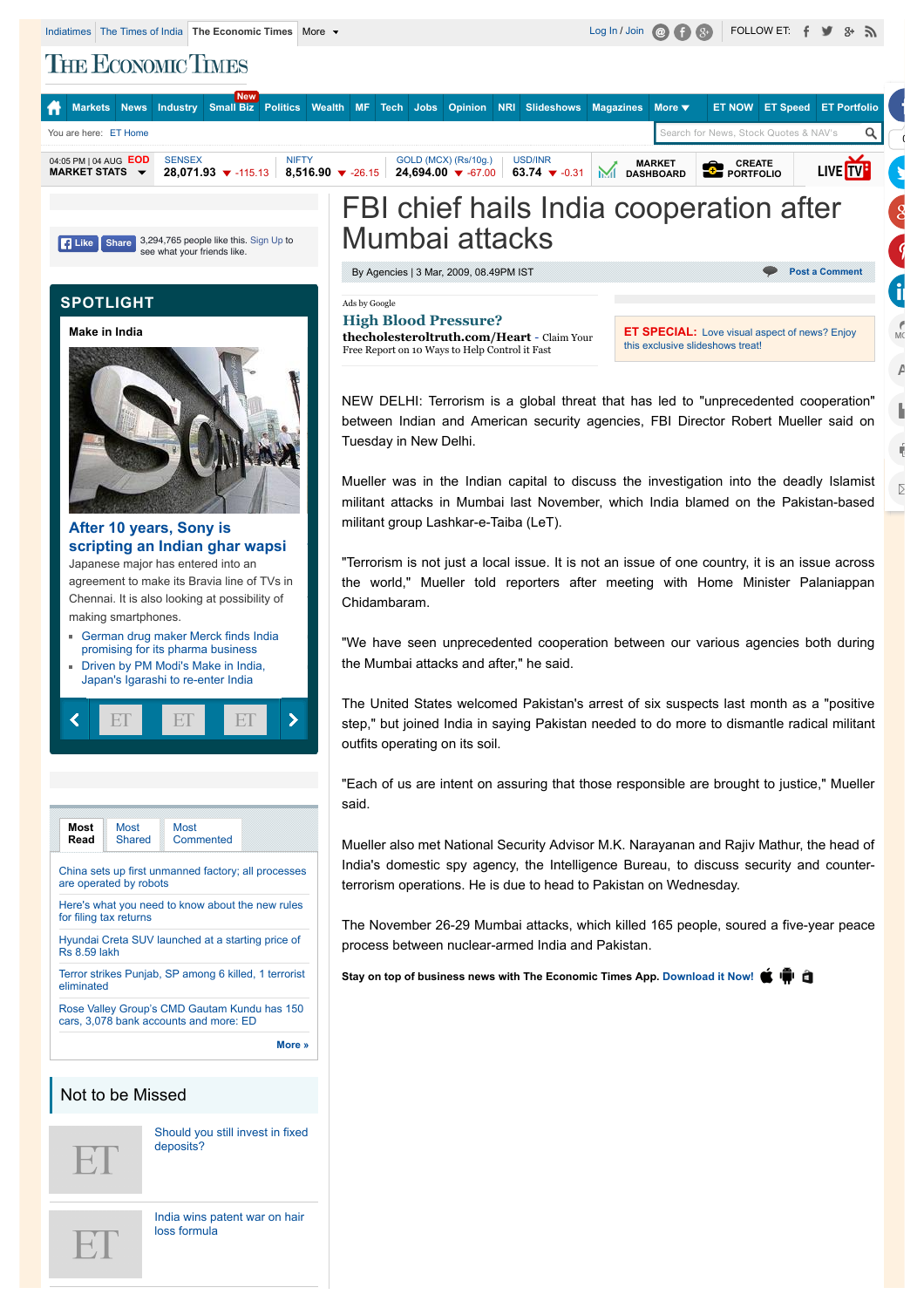# FBI chief hails India cooperation after Mumbai attacks

By Agencies | 3 Mar, 2009, 08.49PM IST

NEW DELHI: Terrorism is a global threat that has led to "unprecedented cooperation" between Indian and American security agencies, FBI Director Robert Mueller said on Tuesday in New Delhi.

Mueller was in the Indian capital to discuss the investigation into the deadly Islamist militant attacks in Mumbai last November, which India blamed on the Pakistan-based militant group Lashkar-e-Taiba (LeT).

"Terrorism is not just a local issue. It is not an issue of one country, it is an issue across the world," Mueller told reporters after meeting with Home Minister Palaniappan Chidambaram.

"We have seen unprecedented cooperation between our various agencies both during the Mumbai attacks and after," he said.

The United States welcomed Pakistan's arrest of six suspects last month as a "positive step," but joined India in saying Pakistan needed to do more to dismantle radical militant outfits operating on its soil.

"Each of us are intent on assuring that those responsible are brought to justice," Mueller said.

Mueller also met National Security Advisor M.K. Narayanan and Rajiv Mathur, the head of India's domestic spy agency, the Intelligence Bureau, to discuss security and counter-terrorism operations. He is due to head to Pakistan on Wednesday.

The November 26-29 Mumbai attacks, which killed 165 people, soured a five-year peace process between nuclear-armed India and Pakistan.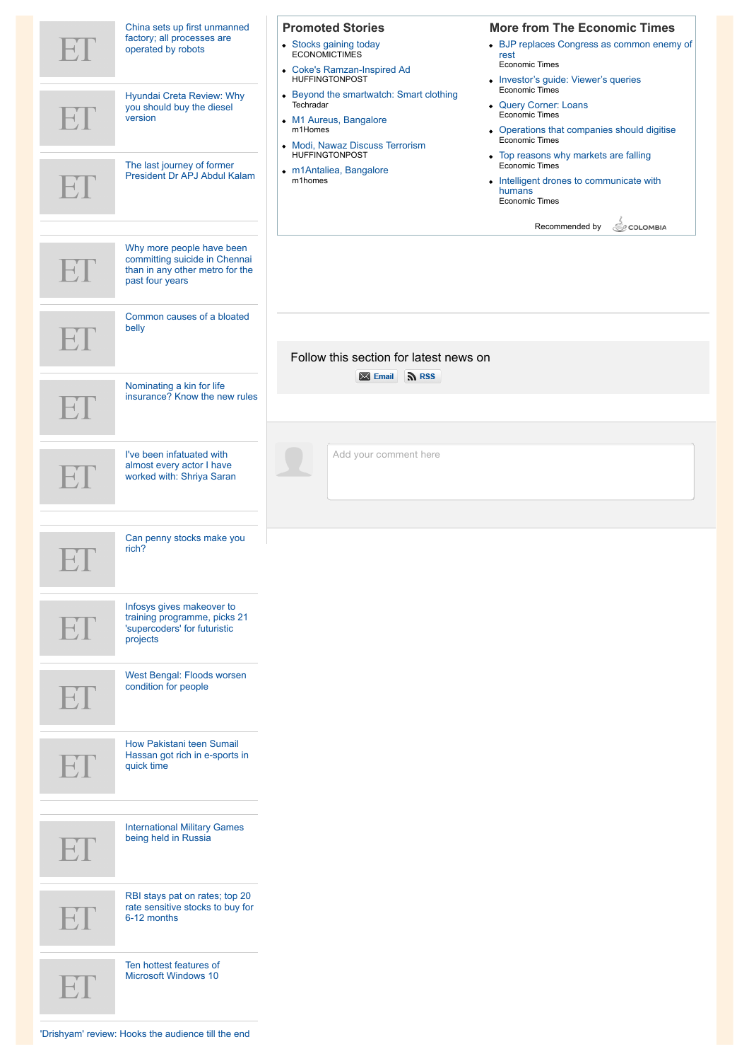China sets up first unmanned factory; all processes are operated by robots

Hyundai Creta Review: Why you should buy the diesel version

The last journey of former President Dr APJ Abdul Kalam

Why more people have been committing suicide in Chennai than in any other metro for the past four years

Common causes of a bloated belly

Nominating a kin for life insurance? Know the new rules

I've been infatuated with almost every actor I have worked with: Shriya Saran

Can penny stocks make you rich?

Infosys gives makeover to training programme, picks 21 'supercoders' for futuristic projects

West Bengal: Floods worsen condition for people

How Pakistani teen Sumail Hassan got rich in e-sports in quick time

International Military Games being held in Russia

RBI stays pat on rates; top 20 rate sensitive stocks to buy for 6-12 months

Ten hottest features of Microsoft Windows 10

'Drishyam' review: Hooks the audience till the end

## Promoted Stories

- Stocks gaining today
  ECONOMICTIMES
- Coke's Ramzan-Inspired Ad
  HUFFINGTONPOST
- Beyond the smartwatch: Smart clothing
  Techradar
- M1 Aureus, Bangalore
  m1Homes
- Modi, Nawaz Discuss Terrorism
  HUFFINGTONPOST
- m1Antaliea, Bangalore
  m1homes

## More from The Economic Times

- BJP replaces Congress as common enemy of rest
  Economic Times
- Investor's guide: Viewer's queries
  Economic Times
- Query Corner: Loans
  Economic Times
- Operations that companies should digitise
  Economic Times
- Top reasons why markets are falling
  Economic Times
- Intelligent drones to communicate with humans
  Economic Times

Recommended by COLOMBIA

Follow this section for latest news on

Email RSS

Add your comment here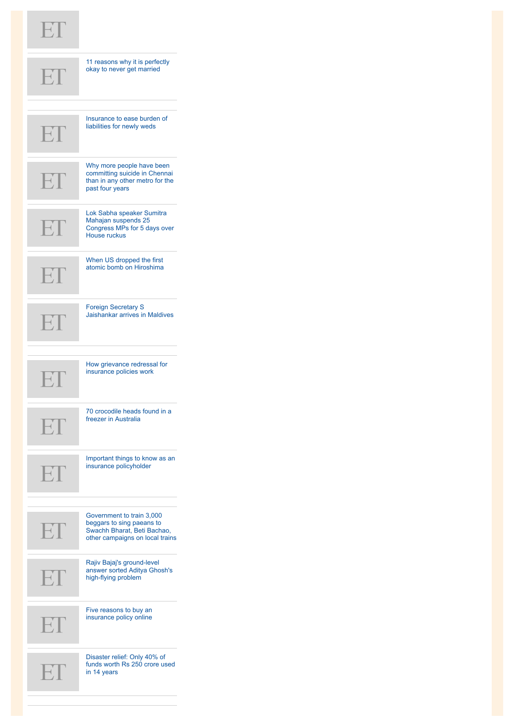- 11 reasons why it is perfectly okay to never get married
- Insurance to ease burden of liabilities for newly weds
- Why more people have been committing suicide in Chennai than in any other metro for the past four years
- Lok Sabha speaker Sumitra Mahajan suspends 25 Congress MPs for 5 days over House ruckus
- When US dropped the first atomic bomb on Hiroshima
- Foreign Secretary S Jaishankar arrives in Maldives
- How grievance redressal for insurance policies work
- 70 crocodile heads found in a freezer in Australia
- Important things to know as an insurance policyholder
- Government to train 3,000 beggars to sing paeans to Swachh Bharat, Beti Bachao, other campaigns on local trains
- Rajiv Bajaj's ground-level answer sorted Aditya Ghosh's high-flying problem
- Five reasons to buy an insurance policy online
- Disaster relief: Only 40% of funds worth Rs 250 crore used in 14 years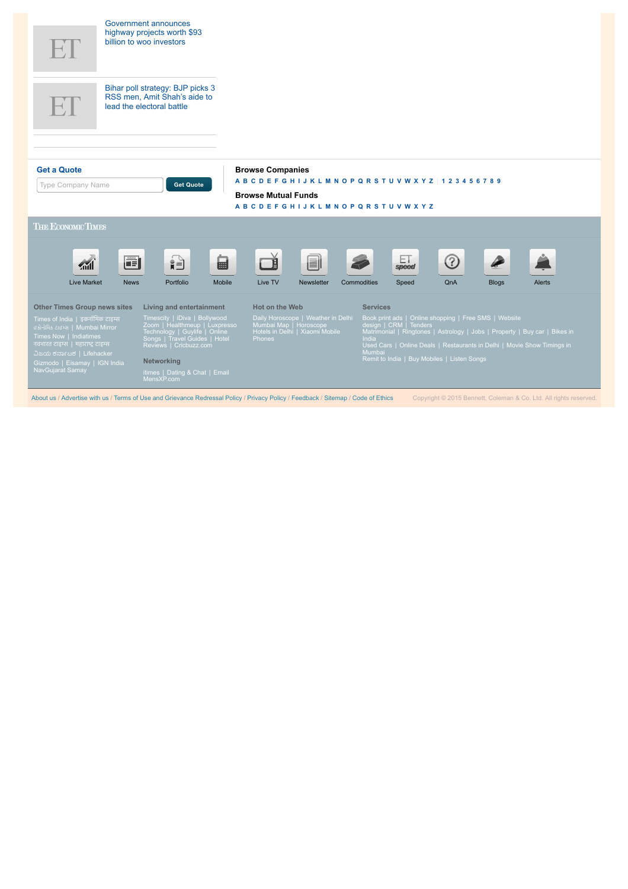Government announces highway projects worth $93 billion to woo investors

Bihar poll strategy: BJP picks 3 RSS men, Amit Shah's aide to lead the electoral battle

**Get a Quote**

Type Company Name

Get Quote

**Browse Companies**

A B C D E F G H I J K L M N O P Q R S T U V W X Y Z | 1 2 3 4 5 6 7 8 9

**Browse Mutual Funds**

A B C D E F G H I J K L M N O P Q R S T U V W X Y Z

The Economic Times

Live Market | News | Portfolio | Mobile | Live TV | Newsletter | Commodities | Speed | QnA | Blogs | Alerts

**Other Times Group news sites**

Times of India | इकनॉमिक टाइम्स | ઇકોનોમિક ટાઇમ્સ | Mumbai Mirror | Times Now | Indiatimes | नवभारत टाइम्स | महाराष्ट्र टाइम्स | ವಿಜಯ ಕರ್ನಾಟಕ | Lifehacker | Gizmodo | Eisamay | IGN India | NavGujarat Samay

**Living and entertainment**

Timescity | iDiva | Bollywood | Zoom | Healthmeup | Luxpresso | Technology | Guylife | Online Songs | Travel Guides | Hotel Reviews | Cricbuzz.com

**Networking**

itimes | Dating & Chat | Email | MensXP.com

**Hot on the Web**

Daily Horoscope | Weather in Delhi | Mumbai Map | Horoscope | Hotels in Delhi | Xiaomi Mobile Phones

**Services**

Book print ads | Online shopping | Free SMS | Website design | CRM | Tenders | Matrimonial | Ringtones | Astrology | Jobs | Property | Buy car | Bikes in India | Used Cars | Online Deals | Restaurants in Delhi | Movie Show Timings in Mumbai | Remit to India | Buy Mobiles | Listen Songs

About us / Advertise with us / Terms of Use and Grievance Redressal Policy / Privacy Policy / Feedback / Sitemap / Code of Ethics

Copyright © 2015 Bennett, Coleman & Co. Ltd. All rights reserved.